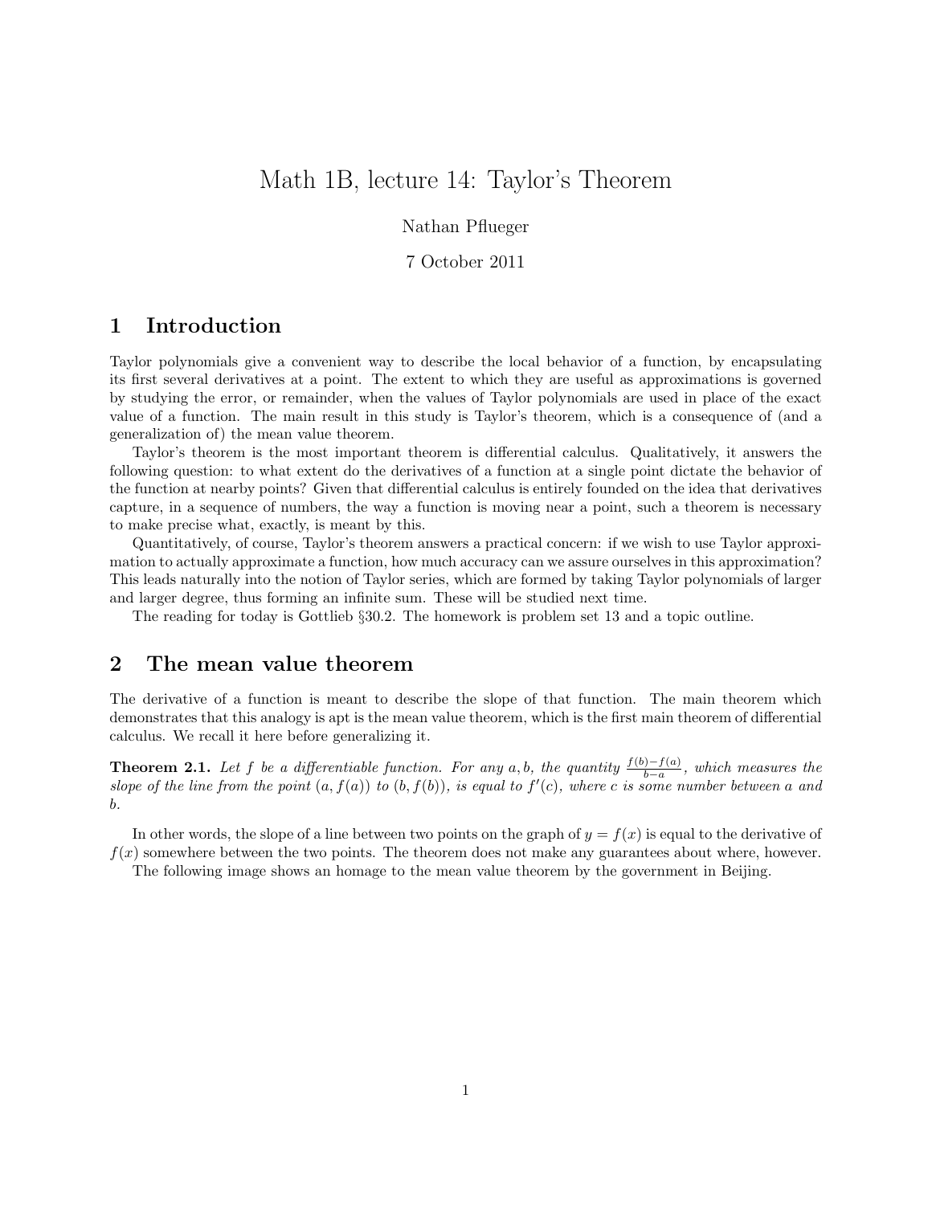# Math 1B, lecture 14: Taylor's Theorem

Nathan Pflueger

7 October 2011

## 1 Introduction

Taylor polynomials give a convenient way to describe the local behavior of a function, by encapsulating its first several derivatives at a point. The extent to which they are useful as approximations is governed by studying the error, or remainder, when the values of Taylor polynomials are used in place of the exact value of a function. The main result in this study is Taylor's theorem, which is a consequence of (and a generalization of) the mean value theorem.

Taylor's theorem is the most important theorem is differential calculus. Qualitatively, it answers the following question: to what extent do the derivatives of a function at a single point dictate the behavior of the function at nearby points? Given that differential calculus is entirely founded on the idea that derivatives capture, in a sequence of numbers, the way a function is moving near a point, such a theorem is necessary to make precise what, exactly, is meant by this.

Quantitatively, of course, Taylor's theorem answers a practical concern: if we wish to use Taylor approximation to actually approximate a function, how much accuracy can we assure ourselves in this approximation? This leads naturally into the notion of Taylor series, which are formed by taking Taylor polynomials of larger and larger degree, thus forming an infinite sum. These will be studied next time.

The reading for today is Gottlieb §30.2. The homework is problem set 13 and a topic outline.

## 2 The mean value theorem

The derivative of a function is meant to describe the slope of that function. The main theorem which demonstrates that this analogy is apt is the mean value theorem, which is the first main theorem of differential calculus. We recall it here before generalizing it.

**Theorem 2.1.** *Let $f$ be a differentiable function. For any $a, b$, the quantity $\frac{f(b)-f(a)}{b-a}$, which measures the slope of the line from the point $(a, f(a))$ to $(b, f(b))$, is equal to $f'(c)$, where $c$ is some number between $a$ and $b$.*

In other words, the slope of a line between two points on the graph of $y = f(x)$ is equal to the derivative of $f(x)$ somewhere between the two points. The theorem does not make any guarantees about where, however.

The following image shows an homage to the mean value theorem by the government in Beijing.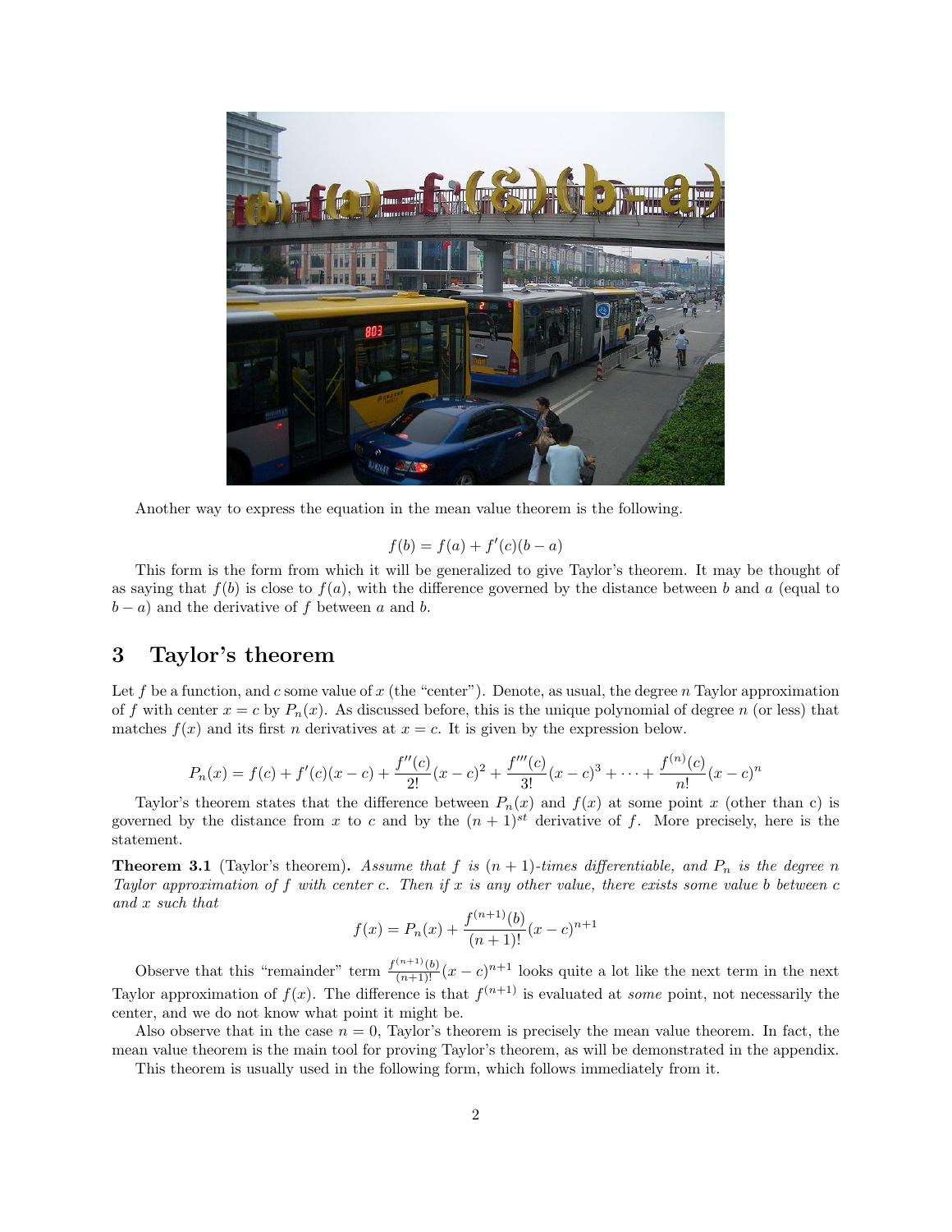Another way to express the equation in the mean value theorem is the following.

$$f(b) = f(a) + f'(c)(b - a)$$

This form is the form from which it will be generalized to give Taylor's theorem. It may be thought of as saying that $f(b)$ is close to $f(a)$, with the difference governed by the distance between $b$ and $a$ (equal to $b - a$) and the derivative of $f$ between $a$ and $b$.

## 3 Taylor's theorem

Let $f$ be a function, and $c$ some value of $x$ (the "center"). Denote, as usual, the degree $n$ Taylor approximation of $f$ with center $x = c$ by $P_n(x)$. As discussed before, this is the unique polynomial of degree $n$ (or less) that matches $f(x)$ and its first $n$ derivatives at $x = c$. It is given by the expression below.

$$P_n(x) = f(c) + f'(c)(x-c) + \frac{f''(c)}{2!}(x-c)^2 + \frac{f'''(c)}{3!}(x-c)^3 + \cdots + \frac{f^{(n)}(c)}{n!}(x-c)^n$$

Taylor's theorem states that the difference between $P_n(x)$ and $f(x)$ at some point $x$ (other than c) is governed by the distance from $x$ to $c$ and by the $(n+1)^{st}$ derivative of $f$. More precisely, here is the statement.

**Theorem 3.1** (Taylor's theorem)**.** *Assume that $f$ is $(n+1)$-times differentiable, and $P_n$ is the degree $n$ Taylor approximation of $f$ with center $c$. Then if $x$ is any other value, there exists some value $b$ between $c$ and $x$ such that*

$$f(x) = P_n(x) + \frac{f^{(n+1)}(b)}{(n+1)!}(x-c)^{n+1}$$

Observe that this "remainder" term $\frac{f^{(n+1)}(b)}{(n+1)!}(x-c)^{n+1}$ looks quite a lot like the next term in the next Taylor approximation of $f(x)$. The difference is that $f^{(n+1)}$ is evaluated at *some* point, not necessarily the center, and we do not know what point it might be.

Also observe that in the case $n = 0$, Taylor's theorem is precisely the mean value theorem. In fact, the mean value theorem is the main tool for proving Taylor's theorem, as will be demonstrated in the appendix.

This theorem is usually used in the following form, which follows immediately from it.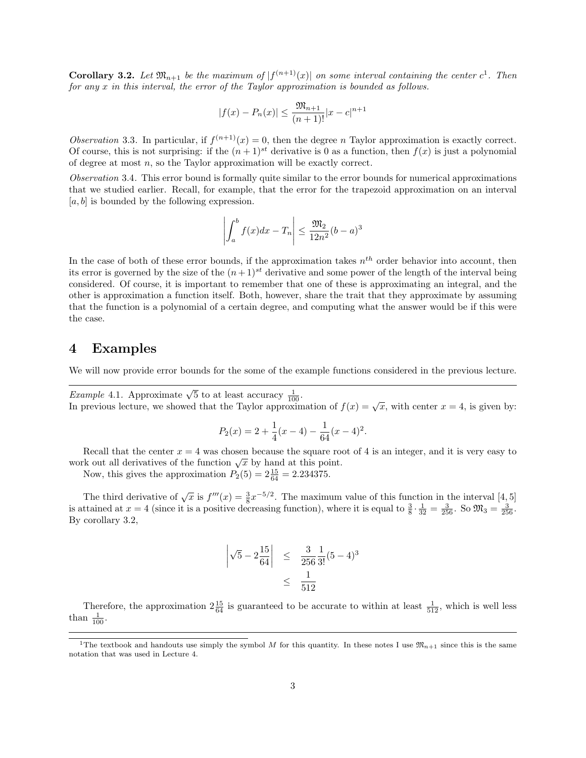**Corollary 3.2.** *Let $\mathfrak{M}_{n+1}$ be the maximum of $|f^{(n+1)}(x)|$ on some interval containing the center $c$*[1]*. Then for any $x$ in this interval, the error of the Taylor approximation is bounded as follows.*

$$|f(x) - P_n(x)| \leq \frac{\mathfrak{M}_{n+1}}{(n+1)!}|x-c|^{n+1}$$

*Observation* 3.3. In particular, if $f^{(n+1)}(x) = 0$, then the degree $n$ Taylor approximation is exactly correct. Of course, this is not surprising: if the $(n+1)^{st}$ derivative is 0 as a function, then $f(x)$ is just a polynomial of degree at most $n$, so the Taylor approximation will be exactly correct.

*Observation* 3.4. This error bound is formally quite similar to the error bounds for numerical approximations that we studied earlier. Recall, for example, that the error for the trapezoid approximation on an interval $[a, b]$ is bounded by the following expression.

$$\left|\int_a^b f(x)dx - T_n\right| \leq \frac{\mathfrak{M}_2}{12n^2}(b-a)^3$$

In the case of both of these error bounds, if the approximation takes $n^{th}$ order behavior into account, then its error is governed by the size of the $(n+1)^{st}$ derivative and some power of the length of the interval being considered. Of course, it is important to remember that one of these is approximating an integral, and the other is approximation a function itself. Both, however, share the trait that they approximate by assuming that the function is a polynomial of a certain degree, and computing what the answer would be if this were the case.

# 4 Examples

We will now provide error bounds for the some of the example functions considered in the previous lecture.

---

*Example* 4.1. Approximate $\sqrt{5}$ to at least accuracy $\frac{1}{100}$.
In previous lecture, we showed that the Taylor approximation of $f(x) = \sqrt{x}$, with center $x = 4$, is given by:

$$P_2(x) = 2 + \frac{1}{4}(x-4) - \frac{1}{64}(x-4)^2.$$

Recall that the center $x = 4$ was chosen because the square root of 4 is an integer, and it is very easy to work out all derivatives of the function $\sqrt{x}$ by hand at this point.

Now, this gives the approximation $P_2(5) = 2\frac{15}{64} = 2.234375$.

The third derivative of $\sqrt{x}$ is $f'''(x) = \frac{3}{8}x^{-5/2}$. The maximum value of this function in the interval $[4, 5]$ is attained at $x = 4$ (since it is a positive decreasing function), where it is equal to $\frac{3}{8} \cdot \frac{1}{32} = \frac{3}{256}$. So $\mathfrak{M}_3 = \frac{3}{256}$. By corollary 3.2,

$$\begin{aligned}
\left|\sqrt{5} - 2\frac{15}{64}\right| &\leq \frac{3}{256}\frac{1}{3!}(5-4)^3 \\
&\leq \frac{1}{512}
\end{aligned}$$

Therefore, the approximation $2\frac{15}{64}$ is guaranteed to be accurate to within at least $\frac{1}{512}$, which is well less than $\frac{1}{100}$.

---

[1] The textbook and handouts use simply the symbol $M$ for this quantity. In these notes I use $\mathfrak{M}_{n+1}$ since this is the same notation that was used in Lecture 4.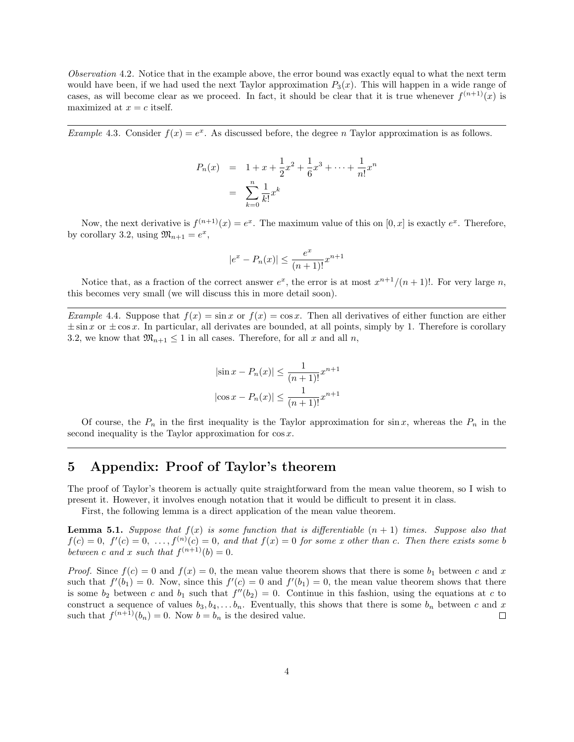*Observation* 4.2. Notice that in the example above, the error bound was exactly equal to what the next term would have been, if we had used the next Taylor approximation $P_3(x)$. This will happen in a wide range of cases, as will become clear as we proceed. In fact, it should be clear that it is true whenever $f^{(n+1)}(x)$ is maximized at $x = c$ itself.

---

*Example* 4.3. Consider $f(x) = e^x$. As discussed before, the degree $n$ Taylor approximation is as follows.

$$
\begin{aligned}
P_n(x) &= 1 + x + \frac{1}{2}x^2 + \frac{1}{6}x^3 + \cdots + \frac{1}{n!}x^n \\
&= \sum_{k=0}^{n} \frac{1}{k!}x^k
\end{aligned}
$$

Now, the next derivative is $f^{(n+1)}(x) = e^x$. The maximum value of this on $[0, x]$ is exactly $e^x$. Therefore, by corollary 3.2, using $\mathfrak{M}_{n+1} = e^x$,

$$
|e^x - P_n(x)| \leq \frac{e^x}{(n+1)!}x^{n+1}
$$

Notice that, as a fraction of the correct answer $e^x$, the error is at most $x^{n+1}/(n+1)!$. For very large $n$, this becomes very small (we will discuss this in more detail soon).

---

*Example* 4.4. Suppose that $f(x) = \sin x$ or $f(x) = \cos x$. Then all derivatives of either function are either $\pm \sin x$ or $\pm \cos x$. In particular, all derivates are bounded, at all points, simply by 1. Therefore is corollary 3.2, we know that $\mathfrak{M}_{n+1} \leq 1$ in all cases. Therefore, for all $x$ and all $n$,

$$
|\sin x - P_n(x)| \leq \frac{1}{(n+1)!}x^{n+1}
$$

$$
|\cos x - P_n(x)| \leq \frac{1}{(n+1)!}x^{n+1}
$$

Of course, the $P_n$ in the first inequality is the Taylor approximation for $\sin x$, whereas the $P_n$ in the second inequality is the Taylor approximation for $\cos x$.

---

# 5 Appendix: Proof of Taylor's theorem

The proof of Taylor's theorem is actually quite straightforward from the mean value theorem, so I wish to present it. However, it involves enough notation that it would be difficult to present it in class.

First, the following lemma is a direct application of the mean value theorem.

**Lemma 5.1.** *Suppose that $f(x)$ is some function that is differentiable $(n+1)$ times. Suppose also that $f(c) = 0$, $f'(c) = 0$, $\ldots, f^{(n)}(c) = 0$, and that $f(x) = 0$ for some $x$ other than $c$. Then there exists some $b$ between $c$ and $x$ such that $f^{(n+1)}(b) = 0$.*

*Proof.* Since $f(c) = 0$ and $f(x) = 0$, the mean value theorem shows that there is some $b_1$ between $c$ and $x$ such that $f'(b_1) = 0$. Now, since this $f'(c) = 0$ and $f'(b_1) = 0$, the mean value theorem shows that there is some $b_2$ between $c$ and $b_1$ such that $f''(b_2) = 0$. Continue in this fashion, using the equations at $c$ to construct a sequence of values $b_3, b_4, \ldots b_n$. Eventually, this shows that there is some $b_n$ between $c$ and $x$ such that $f^{(n+1)}(b_n) = 0$. Now $b = b_n$ is the desired value. □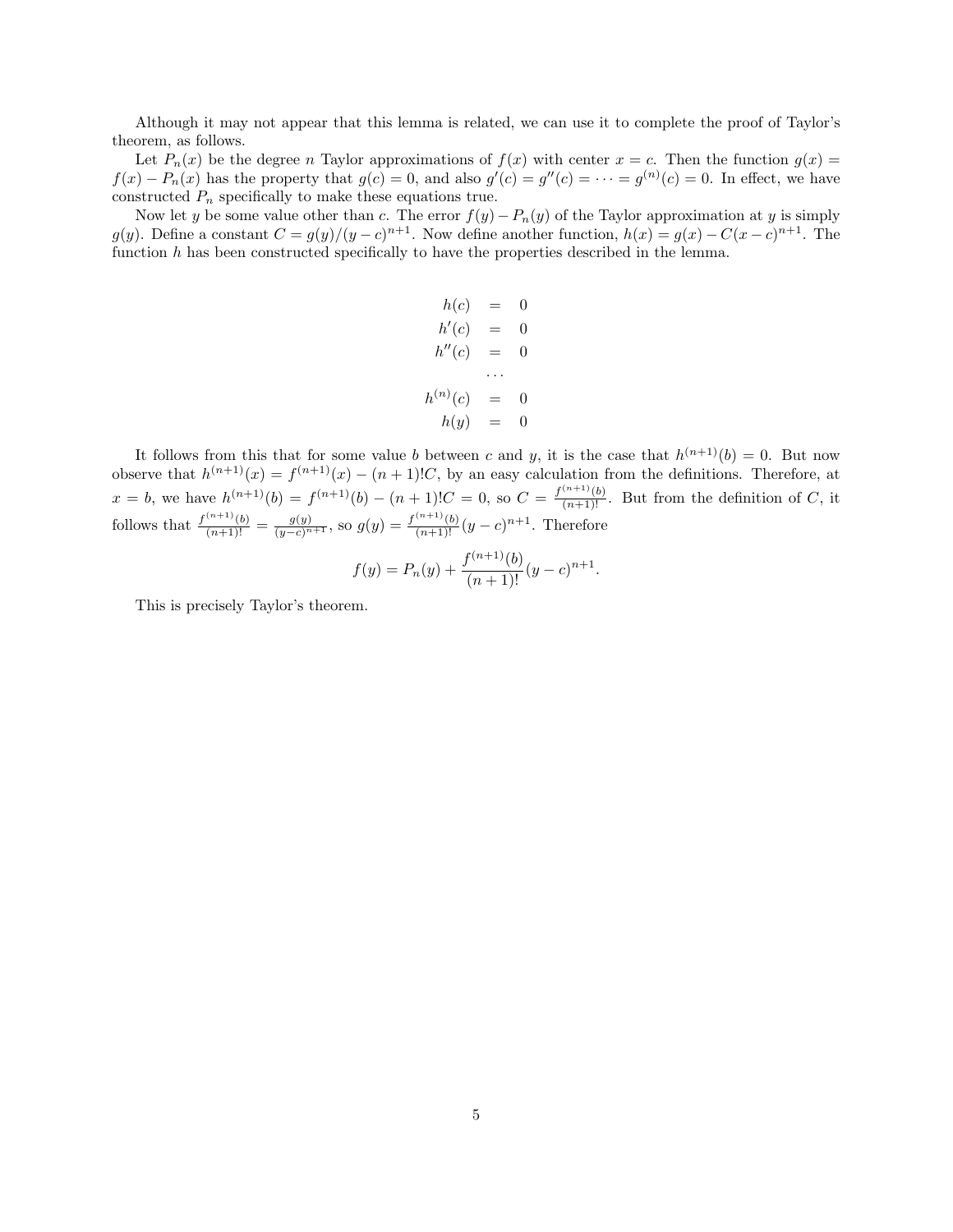Although it may not appear that this lemma is related, we can use it to complete the proof of Taylor's theorem, as follows.

Let $P_n(x)$ be the degree $n$ Taylor approximations of $f(x)$ with center $x = c$. Then the function $g(x) = f(x) - P_n(x)$ has the property that $g(c) = 0$, and also $g'(c) = g''(c) = \cdots = g^{(n)}(c) = 0$. In effect, we have constructed $P_n$ specifically to make these equations true.

Now let $y$ be some value other than $c$. The error $f(y) - P_n(y)$ of the Taylor approximation at $y$ is simply $g(y)$. Define a constant $C = g(y)/(y-c)^{n+1}$. Now define another function, $h(x) = g(x) - C(x-c)^{n+1}$. The function $h$ has been constructed specifically to have the properties described in the lemma.

$$
\begin{aligned}
h(c) &= 0 \\
h'(c) &= 0 \\
h''(c) &= 0 \\
&\cdots \\
h^{(n)}(c) &= 0 \\
h(y) &= 0
\end{aligned}
$$

It follows from this that for some value $b$ between $c$ and $y$, it is the case that $h^{(n+1)}(b) = 0$. But now observe that $h^{(n+1)}(x) = f^{(n+1)}(x) - (n+1)!C$, by an easy calculation from the definitions. Therefore, at $x = b$, we have $h^{(n+1)}(b) = f^{(n+1)}(b) - (n+1)!C = 0$, so $C = \frac{f^{(n+1)}(b)}{(n+1)!}$. But from the definition of $C$, it follows that $\frac{f^{(n+1)}(b)}{(n+1)!} = \frac{g(y)}{(y-c)^{n+1}}$, so $g(y) = \frac{f^{(n+1)}(b)}{(n+1)!}(y-c)^{n+1}$. Therefore

$$f(y) = P_n(y) + \frac{f^{(n+1)}(b)}{(n+1)!}(y-c)^{n+1}.$$

This is precisely Taylor's theorem.